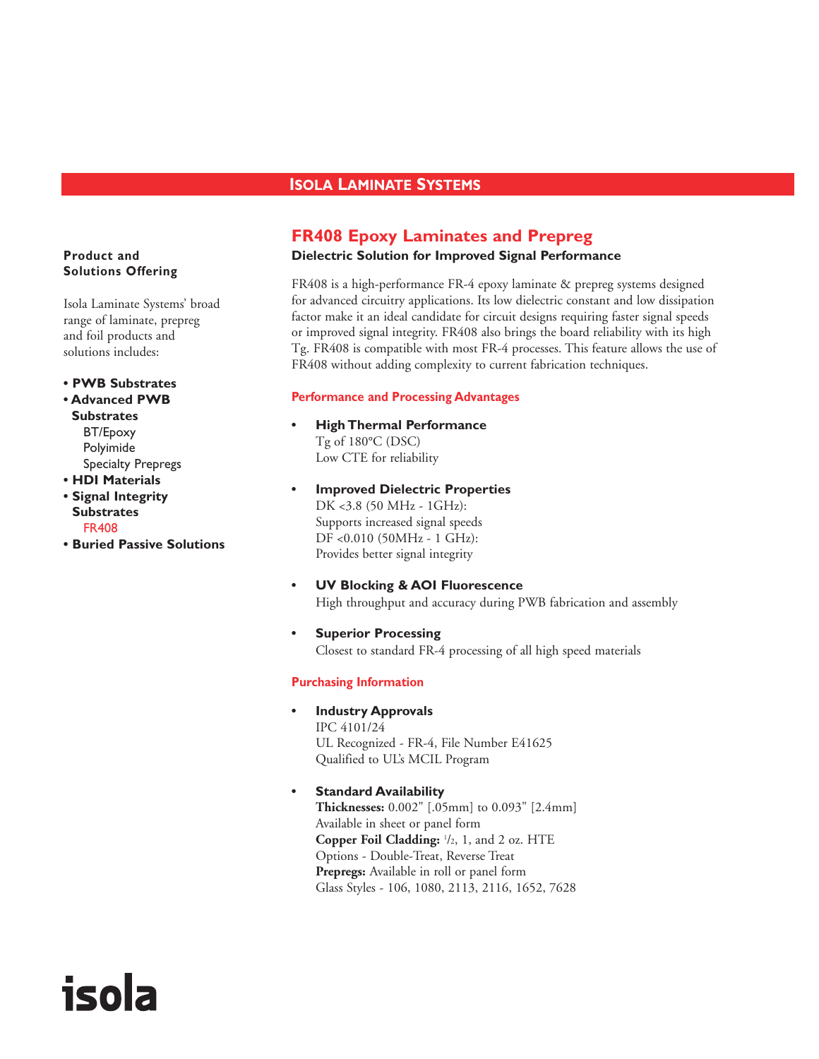# ISOLA LAMINATE SYSTEMS

## FR408 Epoxy Laminates and Prepreg

**Dielectric Solution for Improved Signal Performance**

FR408 is a high-performance FR-4 epoxy laminate & prepreg systems designed for advanced circuitry applications. Its low dielectric constant and low dissipation factor make it an ideal candidate for circuit designs requiring faster signal speeds or improved signal integrity. FR408 also brings the board reliability with its high Tg. FR408 is compatible with most FR-4 processes. This feature allows the use of FR408 without adding complexity to current fabrication techniques.

### Performance and Processing Advantages

- **High Thermal Performance**
  Tg of 180°C (DSC)
  Low CTE for reliability

- **Improved Dielectric Properties**
  DK <3.8 (50 MHz - 1GHz):
  Supports increased signal speeds
  DF <0.010 (50MHz - 1 GHz):
  Provides better signal integrity

- **UV Blocking & AOI Fluorescence**
  High throughput and accuracy during PWB fabrication and assembly

- **Superior Processing**
  Closest to standard FR-4 processing of all high speed materials

### Purchasing Information

- **Industry Approvals**
  IPC 4101/24
  UL Recognized - FR-4, File Number E41625
  Qualified to UL's MCIL Program

- **Standard Availability**
  **Thicknesses:** 0.002" [.05mm] to 0.093" [2.4mm]
  Available in sheet or panel form
  **Copper Foil Cladding:** 1/2, 1, and 2 oz. HTE
  Options - Double-Treat, Reverse Treat
  **Prepregs:** Available in roll or panel form
  Glass Styles - 106, 1080, 2113, 2116, 1652, 7628

**Product and Solutions Offering**

Isola Laminate Systems' broad range of laminate, prepreg and foil products and solutions includes:

- **PWB Substrates**
- **Advanced PWB Substrates**
  - BT/Epoxy
  - Polyimide
  - Specialty Prepregs
- **HDI Materials**
- **Signal Integrity Substrates**
  - FR408
- **Buried Passive Solutions**

isola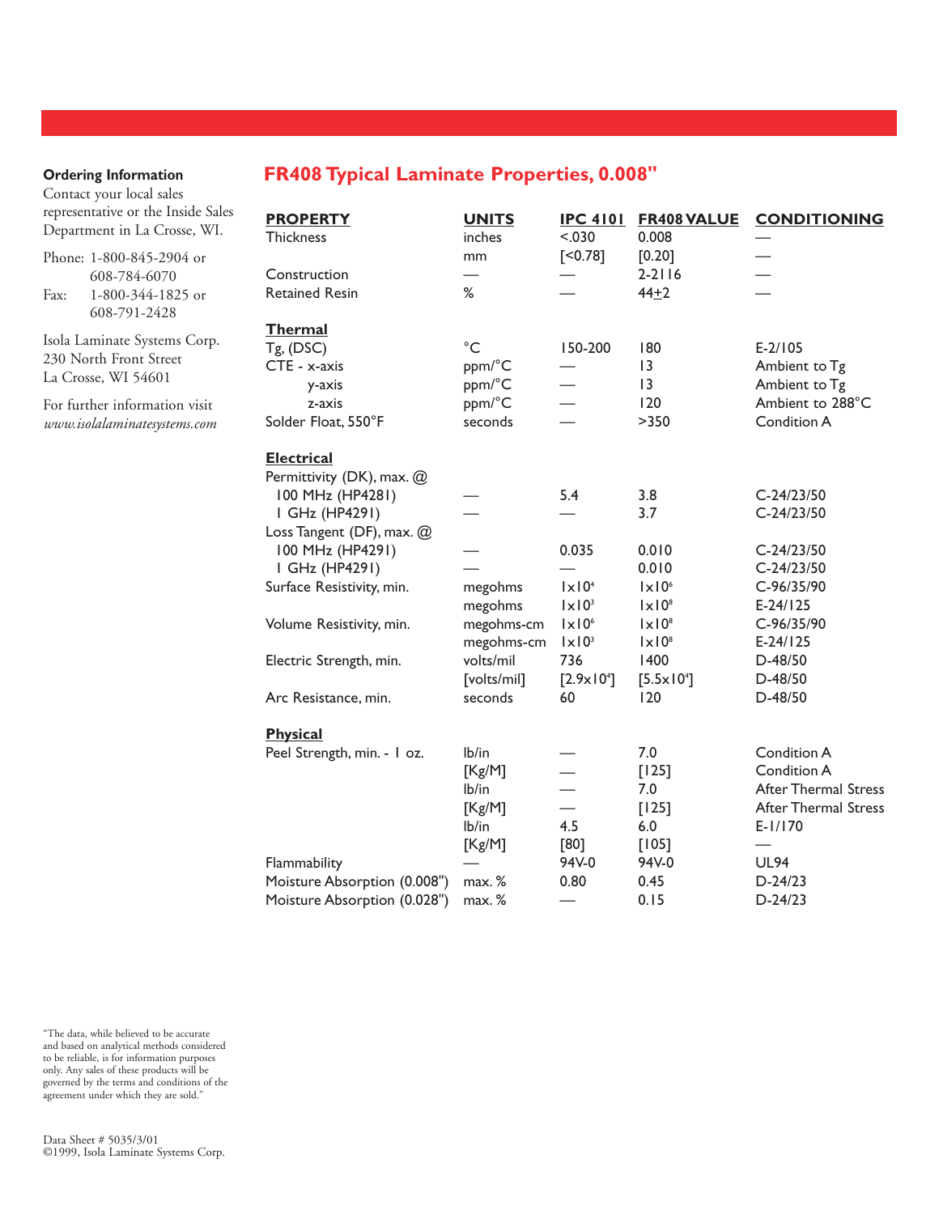### Ordering Information

Contact your local sales representative or the Inside Sales Department in La Crosse, WI.

Phone: 1-800-845-2904 or 608-784-6070
Fax: 1-800-344-1825 or 608-791-2428

Isola Laminate Systems Corp.
230 North Front Street
La Crosse, WI 54601

For further information visit *www.isolalaminatesystems.com*

## FR408 Typical Laminate Properties, 0.008"

| PROPERTY | UNITS | IPC 4101 | FR408 VALUE | CONDITIONING |
|---|---|---|---|---|
| Thickness | inches | <.030 | 0.008 | — |
| | mm | [<0.78] | [0.20] | — |
| Construction | — | — | 2-2116 | — |
| Retained Resin | % | — | 44±2 | — |
| **Thermal** | | | | |
| Tg, (DSC) | °C | 150-200 | 180 | E-2/105 |
| CTE - x-axis | ppm/°C | — | 13 | Ambient to Tg |
| y-axis | ppm/°C | — | 13 | Ambient to Tg |
| z-axis | ppm/°C | — | 120 | Ambient to 288°C |
| Solder Float, 550°F | seconds | — | >350 | Condition A |
| **Electrical** | | | | |
| Permittivity (DK), max. @ | | | | |
| 100 MHz (HP4281) | — | 5.4 | 3.8 | C-24/23/50 |
| 1 GHz (HP4291) | — | — | 3.7 | C-24/23/50 |
| Loss Tangent (DF), max. @ | | | | |
| 100 MHz (HP4291) | — | 0.035 | 0.010 | C-24/23/50 |
| 1 GHz (HP4291) | — | — | 0.010 | C-24/23/50 |
| Surface Resistivity, min. | megohms | $1x10^4$ | $1x10^6$ | C-96/35/90 |
| | megohms | $1x10^3$ | $1x10^8$ | E-24/125 |
| Volume Resistivity, min. | megohms-cm | $1x10^6$ | $1x10^8$ | C-96/35/90 |
| | megohms-cm | $1x10^3$ | $1x10^8$ | E-24/125 |
| Electric Strength, min. | volts/mil | 736 | 1400 | D-48/50 |
| | [volts/mil] | [$2.9x10^4$] | [$5.5x10^4$] | D-48/50 |
| Arc Resistance, min. | seconds | 60 | 120 | D-48/50 |
| **Physical** | | | | |
| Peel Strength, min. - 1 oz. | lb/in | — | 7.0 | Condition A |
| | [Kg/M] | — | [125] | Condition A |
| | lb/in | — | 7.0 | After Thermal Stress |
| | [Kg/M] | — | [125] | After Thermal Stress |
| | lb/in | 4.5 | 6.0 | E-1/170 |
| | [Kg/M] | [80] | [105] | — |
| Flammability | — | 94V-0 | 94V-0 | UL94 |
| Moisture Absorption (0.008") | max. % | 0.80 | 0.45 | D-24/23 |
| Moisture Absorption (0.028") | max. % | — | 0.15 | D-24/23 |

"The data, while believed to be accurate and based on analytical methods considered to be reliable, is for information purposes only. Any sales of these products will be governed by the terms and conditions of the agreement under which they are sold."

Data Sheet # 5035/3/01
©1999, Isola Laminate Systems Corp.